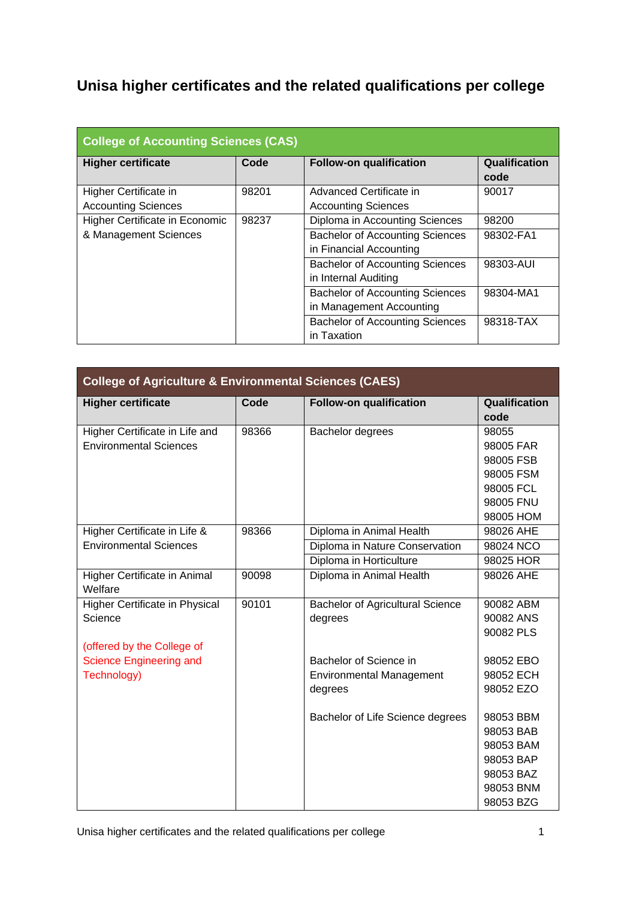# Unisa higher certificates and the related qualifications per college

| College of Accounting Sciences (CAS) | | | |
|---|---|---|---|
| **Higher certificate** | **Code** | **Follow-on qualification** | **Qualification code** |
| Higher Certificate in Accounting Sciences | 98201 | Advanced Certificate in Accounting Sciences | 90017 |
| Higher Certificate in Economic & Management Sciences | 98237 | Diploma in Accounting Sciences | 98200 |
| | | Bachelor of Accounting Sciences in Financial Accounting | 98302-FA1 |
| | | Bachelor of Accounting Sciences in Internal Auditing | 98303-AUI |
| | | Bachelor of Accounting Sciences in Management Accounting | 98304-MA1 |
| | | Bachelor of Accounting Sciences in Taxation | 98318-TAX |

| College of Agriculture & Environmental Sciences (CAES) | | | |
|---|---|---|---|
| **Higher certificate** | **Code** | **Follow-on qualification** | **Qualification code** |
| Higher Certificate in Life and Environmental Sciences | 98366 | Bachelor degrees | 98055<br>98005 FAR<br>98005 FSB<br>98005 FSM<br>98005 FCL<br>98005 FNU<br>98005 HOM |
| Higher Certificate in Life & Environmental Sciences | 98366 | Diploma in Animal Health | 98026 AHE |
| | | Diploma in Nature Conservation | 98024 NCO |
| | | Diploma in Horticulture | 98025 HOR |
| Higher Certificate in Animal Welfare | 90098 | Diploma in Animal Health | 98026 AHE |
| Higher Certificate in Physical Science<br><br>(offered by the College of Science Engineering and Technology) | 90101 | Bachelor of Agricultural Science degrees | 90082 ABM<br>90082 ANS<br>90082 PLS |
| | | Bachelor of Science in Environmental Management degrees | 98052 EBO<br>98052 ECH<br>98052 EZO |
| | | Bachelor of Life Science degrees | 98053 BBM<br>98053 BAB<br>98053 BAM<br>98053 BAP<br>98053 BAZ<br>98053 BNM<br>98053 BZG |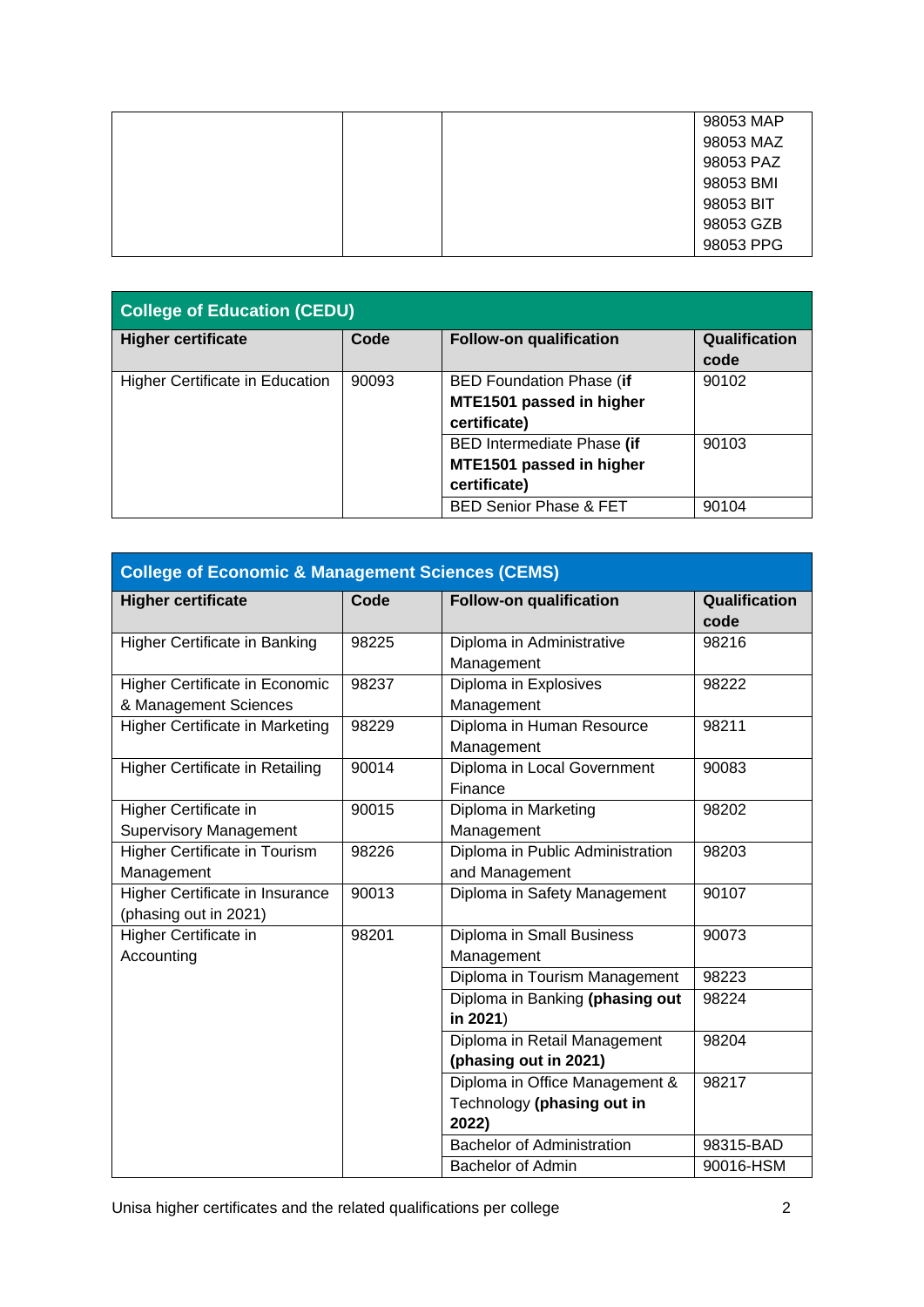| | | | |
|---|---|---|---|
| | | | 98053 MAP<br>98053 MAZ<br>98053 PAZ<br>98053 BMI<br>98053 BIT<br>98053 GZB<br>98053 PPG |

| **College of Education (CEDU)** | | | |
|---|---|---|---|
| **Higher certificate** | **Code** | **Follow-on qualification** | **Qualification code** |
| Higher Certificate in Education | 90093 | BED Foundation Phase **(if MTE1501 passed in higher certificate)** | 90102 |
| | | BED Intermediate Phase **(if MTE1501 passed in higher certificate)** | 90103 |
| | | BED Senior Phase & FET | 90104 |

| **College of Economic & Management Sciences (CEMS)** | | | |
|---|---|---|---|
| **Higher certificate** | **Code** | **Follow-on qualification** | **Qualification code** |
| Higher Certificate in Banking | 98225 | Diploma in Administrative Management | 98216 |
| Higher Certificate in Economic & Management Sciences | 98237 | Diploma in Explosives Management | 98222 |
| Higher Certificate in Marketing | 98229 | Diploma in Human Resource Management | 98211 |
| Higher Certificate in Retailing | 90014 | Diploma in Local Government Finance | 90083 |
| Higher Certificate in Supervisory Management | 90015 | Diploma in Marketing Management | 98202 |
| Higher Certificate in Tourism Management | 98226 | Diploma in Public Administration and Management | 98203 |
| Higher Certificate in Insurance (phasing out in 2021) | 90013 | Diploma in Safety Management | 90107 |
| Higher Certificate in Accounting | 98201 | Diploma in Small Business Management | 90073 |
| | | Diploma in Tourism Management | 98223 |
| | | Diploma in Banking **(phasing out in 2021**) | 98224 |
| | | Diploma in Retail Management **(phasing out in 2021)** | 98204 |
| | | Diploma in Office Management & Technology **(phasing out in 2022)** | 98217 |
| | | Bachelor of Administration | 98315-BAD |
| | | Bachelor of Admin | 90016-HSM |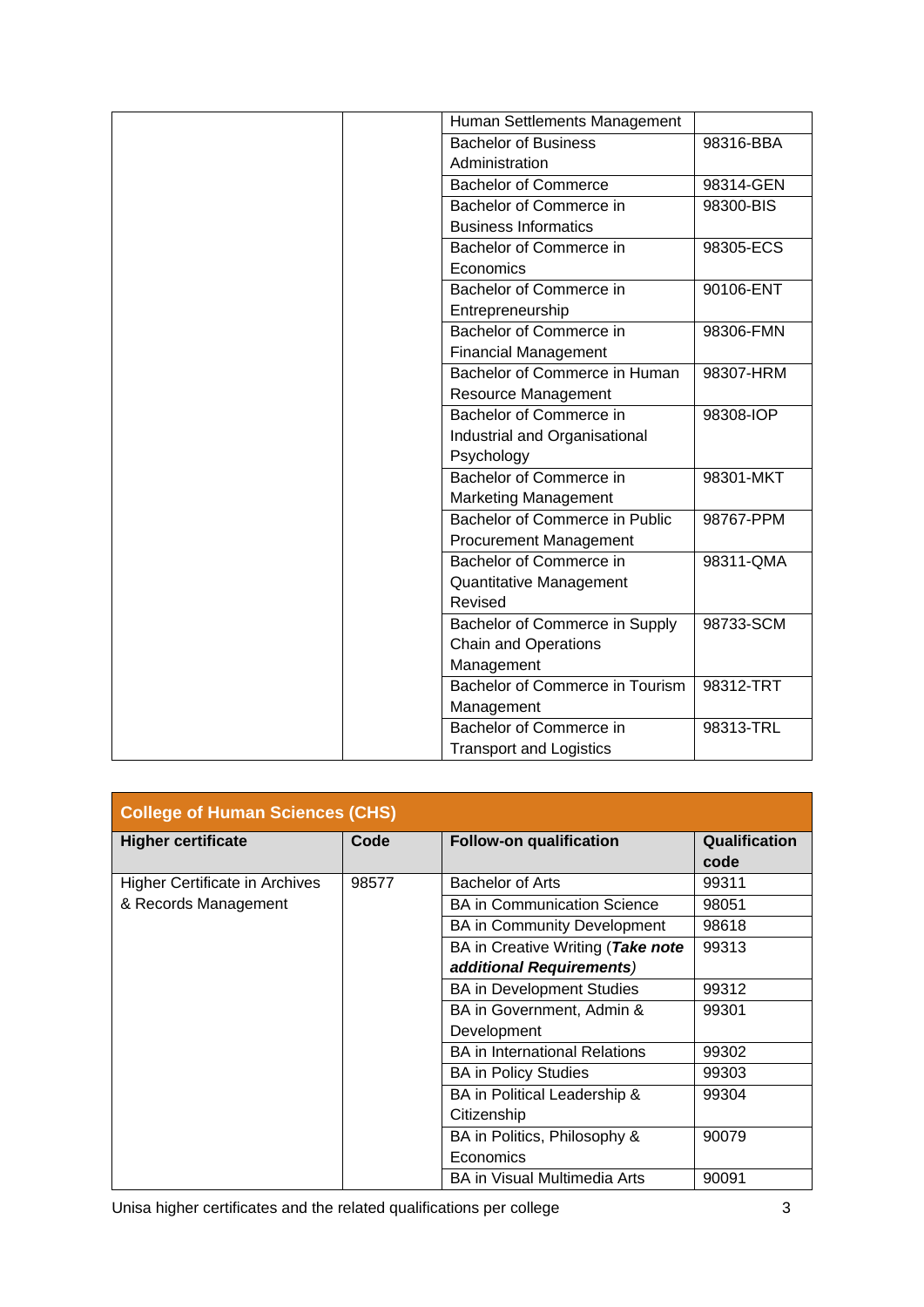| | | | |
|---|---|---|---|
| | | Human Settlements Management | |
| | | Bachelor of Business Administration | 98316-BBA |
| | | Bachelor of Commerce | 98314-GEN |
| | | Bachelor of Commerce in Business Informatics | 98300-BIS |
| | | Bachelor of Commerce in Economics | 98305-ECS |
| | | Bachelor of Commerce in Entrepreneurship | 90106-ENT |
| | | Bachelor of Commerce in Financial Management | 98306-FMN |
| | | Bachelor of Commerce in Human Resource Management | 98307-HRM |
| | | Bachelor of Commerce in Industrial and Organisational Psychology | 98308-IOP |
| | | Bachelor of Commerce in Marketing Management | 98301-MKT |
| | | Bachelor of Commerce in Public Procurement Management | 98767-PPM |
| | | Bachelor of Commerce in Quantitative Management Revised | 98311-QMA |
| | | Bachelor of Commerce in Supply Chain and Operations Management | 98733-SCM |
| | | Bachelor of Commerce in Tourism Management | 98312-TRT |
| | | Bachelor of Commerce in Transport and Logistics | 98313-TRL |

| College of Human Sciences (CHS) | | | |
|---|---|---|---|
| **Higher certificate** | **Code** | **Follow-on qualification** | **Qualification code** |
| Higher Certificate in Archives & Records Management | 98577 | Bachelor of Arts | 99311 |
| | | BA in Communication Science | 98051 |
| | | BA in Community Development | 98618 |
| | | BA in Creative Writing (***Take note additional Requirements)*** | 99313 |
| | | BA in Development Studies | 99312 |
| | | BA in Government, Admin & Development | 99301 |
| | | BA in International Relations | 99302 |
| | | BA in Policy Studies | 99303 |
| | | BA in Political Leadership & Citizenship | 99304 |
| | | BA in Politics, Philosophy & Economics | 90079 |
| | | BA in Visual Multimedia Arts | 90091 |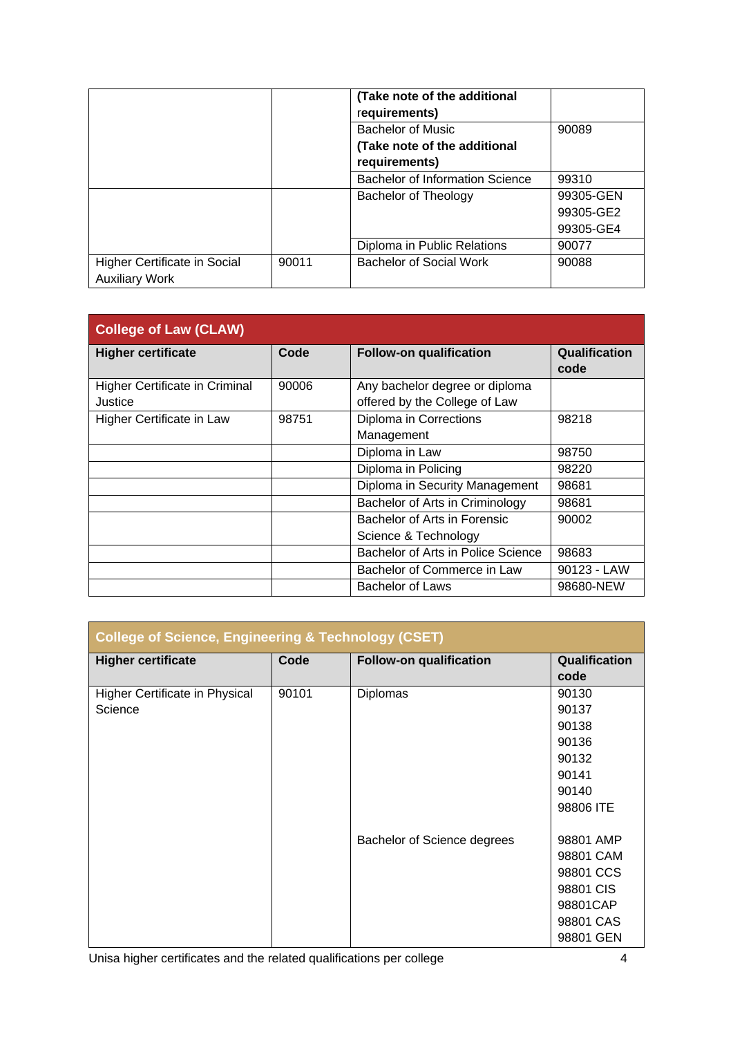| | | **(Take note of the additional requirements)** | |
|---|---|---|---|
| | | Bachelor of Music **(Take note of the additional requirements)** | 90089 |
| | | Bachelor of Information Science | 99310 |
| | | Bachelor of Theology | 99305-GEN 99305-GE2 99305-GE4 |
| | | Diploma in Public Relations | 90077 |
| Higher Certificate in Social Auxiliary Work | 90011 | Bachelor of Social Work | 90088 |

| **College of Law (CLAW)** | | | |
|---|---|---|---|
| **Higher certificate** | **Code** | **Follow-on qualification** | **Qualification code** |
| Higher Certificate in Criminal Justice | 90006 | Any bachelor degree or diploma offered by the College of Law | |
| Higher Certificate in Law | 98751 | Diploma in Corrections Management | 98218 |
| | | Diploma in Law | 98750 |
| | | Diploma in Policing | 98220 |
| | | Diploma in Security Management | 98681 |
| | | Bachelor of Arts in Criminology | 98681 |
| | | Bachelor of Arts in Forensic Science & Technology | 90002 |
| | | Bachelor of Arts in Police Science | 98683 |
| | | Bachelor of Commerce in Law | 90123 - LAW |
| | | Bachelor of Laws | 98680-NEW |

| **College of Science, Engineering & Technology (CSET)** | | | |
|---|---|---|---|
| **Higher certificate** | **Code** | **Follow-on qualification** | **Qualification code** |
| Higher Certificate in Physical Science | 90101 | Diplomas | 90130 90137 90138 90136 90132 90141 90140 98806 ITE |
| | | Bachelor of Science degrees | 98801 AMP 98801 CAM 98801 CCS 98801 CIS 98801CAP 98801 CAS 98801 GEN |

Unisa higher certificates and the related qualifications per college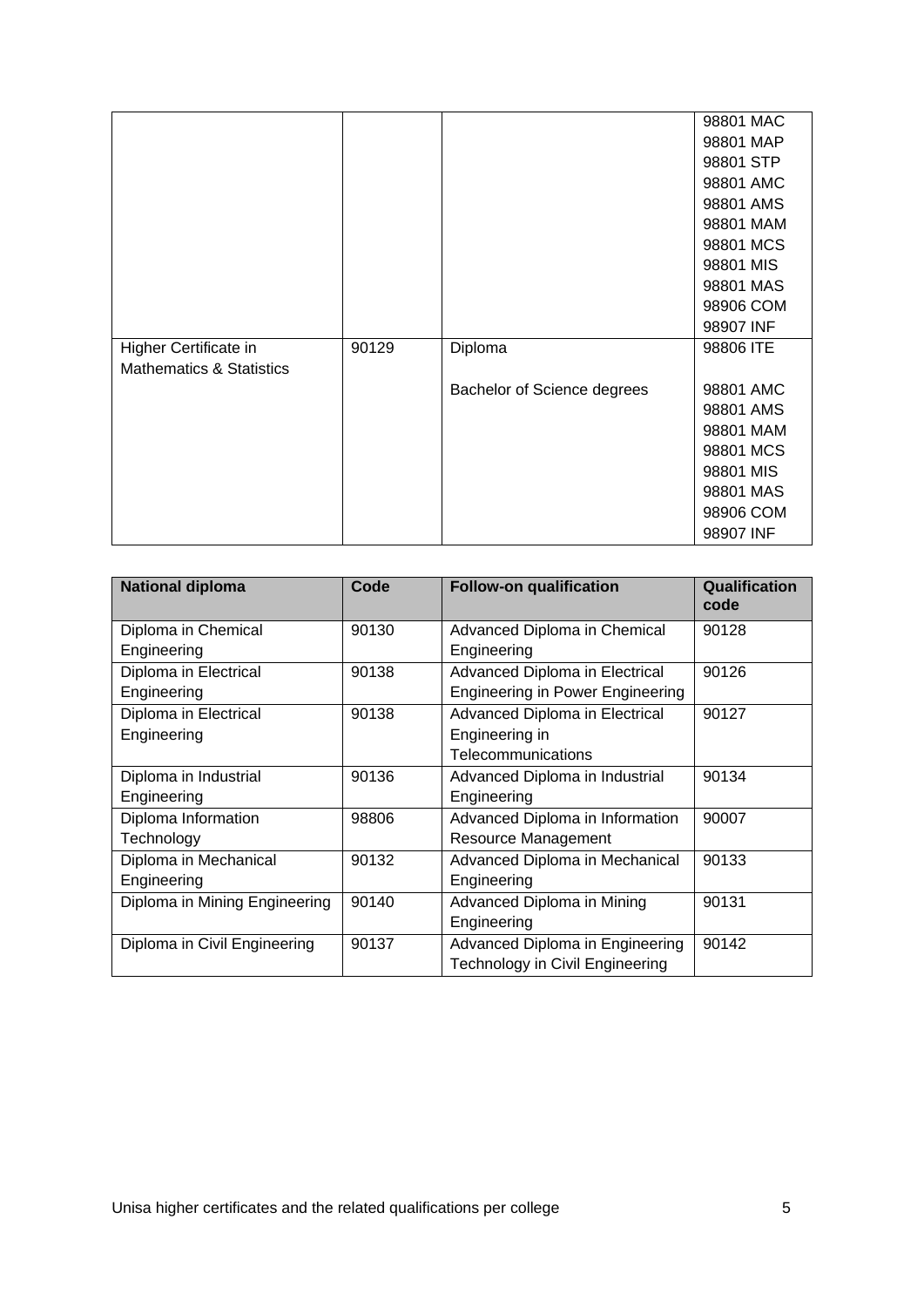| | | | |
|---|---|---|---|
| | | | 98801 MAC<br>98801 MAP<br>98801 STP<br>98801 AMC<br>98801 AMS<br>98801 MAM<br>98801 MCS<br>98801 MIS<br>98801 MAS<br>98906 COM<br>98907 INF |
| Higher Certificate in Mathematics & Statistics | 90129 | Diploma<br><br>Bachelor of Science degrees | 98806 ITE<br><br>98801 AMC<br>98801 AMS<br>98801 MAM<br>98801 MCS<br>98801 MIS<br>98801 MAS<br>98906 COM<br>98907 INF |

| **National diploma** | **Code** | **Follow-on qualification** | **Qualification code** |
|---|---|---|---|
| Diploma in Chemical Engineering | 90130 | Advanced Diploma in Chemical Engineering | 90128 |
| Diploma in Electrical Engineering | 90138 | Advanced Diploma in Electrical Engineering in Power Engineering | 90126 |
| Diploma in Electrical Engineering | 90138 | Advanced Diploma in Electrical Engineering in Telecommunications | 90127 |
| Diploma in Industrial Engineering | 90136 | Advanced Diploma in Industrial Engineering | 90134 |
| Diploma Information Technology | 98806 | Advanced Diploma in Information Resource Management | 90007 |
| Diploma in Mechanical Engineering | 90132 | Advanced Diploma in Mechanical Engineering | 90133 |
| Diploma in Mining Engineering | 90140 | Advanced Diploma in Mining Engineering | 90131 |
| Diploma in Civil Engineering | 90137 | Advanced Diploma in Engineering Technology in Civil Engineering | 90142 |